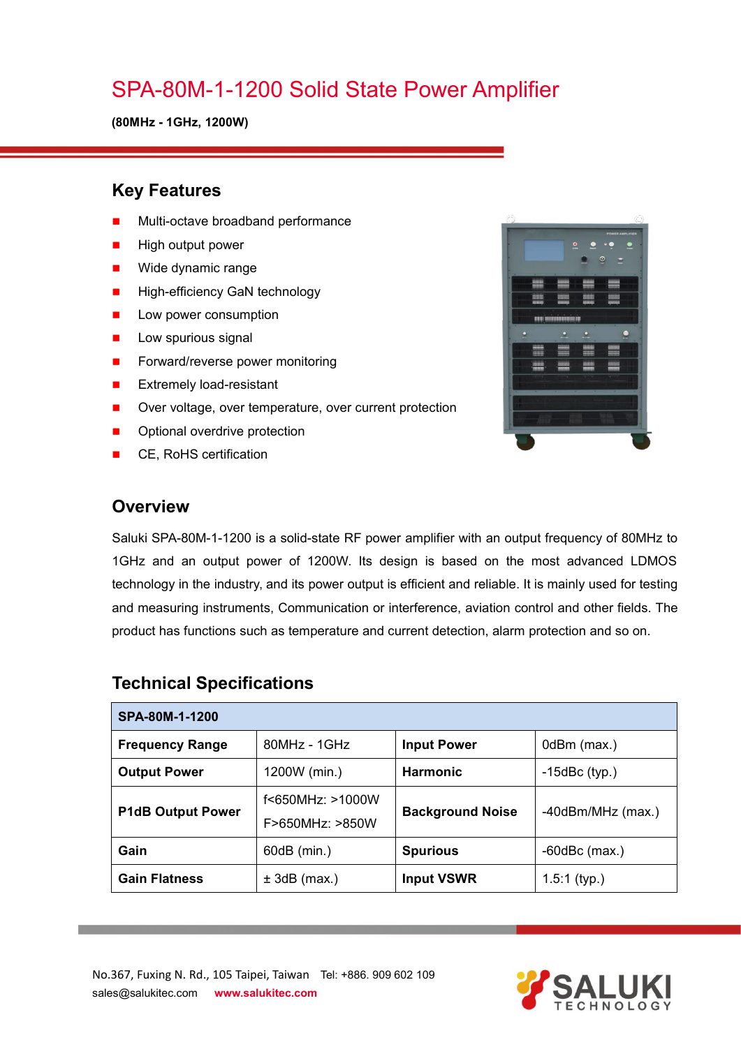# SPA-80M-1-1200 Solid State Power Amplifier

**(80MHz - 1GHz, 1200W)**

## Key Features

- Multi-octave broadband performance
- High output power
- Wide dynamic range
- High-efficiency GaN technology
- Low power consumption
- Low spurious signal
- Forward/reverse power monitoring
- Extremely load-resistant
- Over voltage, over temperature, over current protection
- Optional overdrive protection
- CE, RoHS certification

## Overview

Saluki SPA-80M-1-1200 is a solid-state RF power amplifier with an output frequency of 80MHz to 1GHz and an output power of 1200W. Its design is based on the most advanced LDMOS technology in the industry, and its power output is efficient and reliable. It is mainly used for testing and measuring instruments, Communication or interference, aviation control and other fields. The product has functions such as temperature and current detection, alarm protection and so on.

## Technical Specifications

| **SPA-80M-1-1200** | | | |
|---|---|---|---|
| **Frequency Range** | 80MHz - 1GHz | **Input Power** | 0dBm (max.) |
| **Output Power** | 1200W (min.) | **Harmonic** | -15dBc (typ.) |
| **P1dB Output Power** | f<650MHz: >1000W<br>F>650MHz: >850W | **Background Noise** | -40dBm/MHz (max.) |
| **Gain** | 60dB (min.) | **Spurious** | -60dBc (max.) |
| **Gain Flatness** | ± 3dB (max.) | **Input VSWR** | 1.5:1 (typ.) |

No.367, Fuxing N. Rd., 105 Taipei, Taiwan Tel: +886. 909 602 109
sales@salukitec.com www.salukitec.com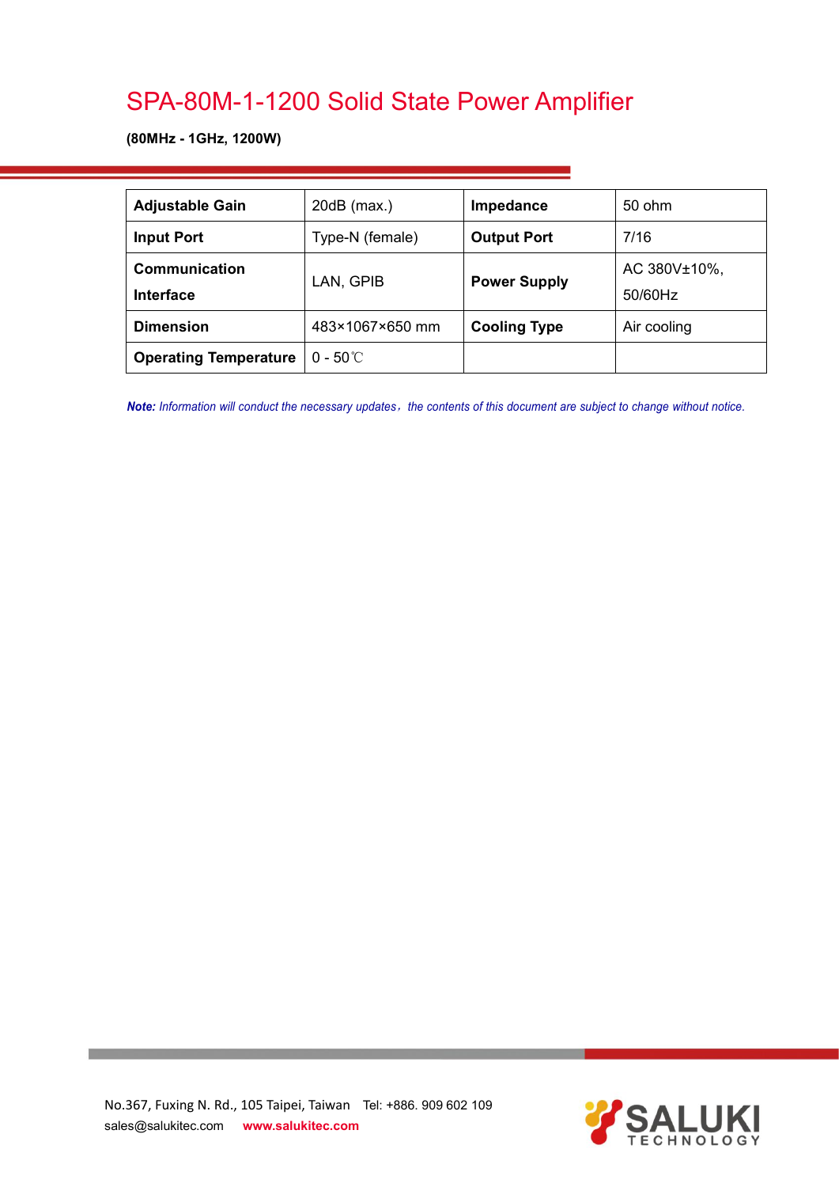# SPA-80M-1-1200 Solid State Power Amplifier

**(80MHz - 1GHz, 1200W)**

| | | | |
|---|---|---|---|
| **Adjustable Gain** | 20dB (max.) | **Impedance** | 50 ohm |
| **Input Port** | Type-N (female) | **Output Port** | 7/16 |
| **Communication Interface** | LAN, GPIB | **Power Supply** | AC 380V±10%, 50/60Hz |
| **Dimension** | 483×1067×650 mm | **Cooling Type** | Air cooling |
| **Operating Temperature** | 0 - 50℃ | | |

***Note:*** *Information will conduct the necessary updates，the contents of this document are subject to change without notice.*

No.367, Fuxing N. Rd., 105 Taipei, Taiwan Tel: +886. 909 602 109
sales@salukitec.com www.salukitec.com

SALUKI TECHNOLOGY